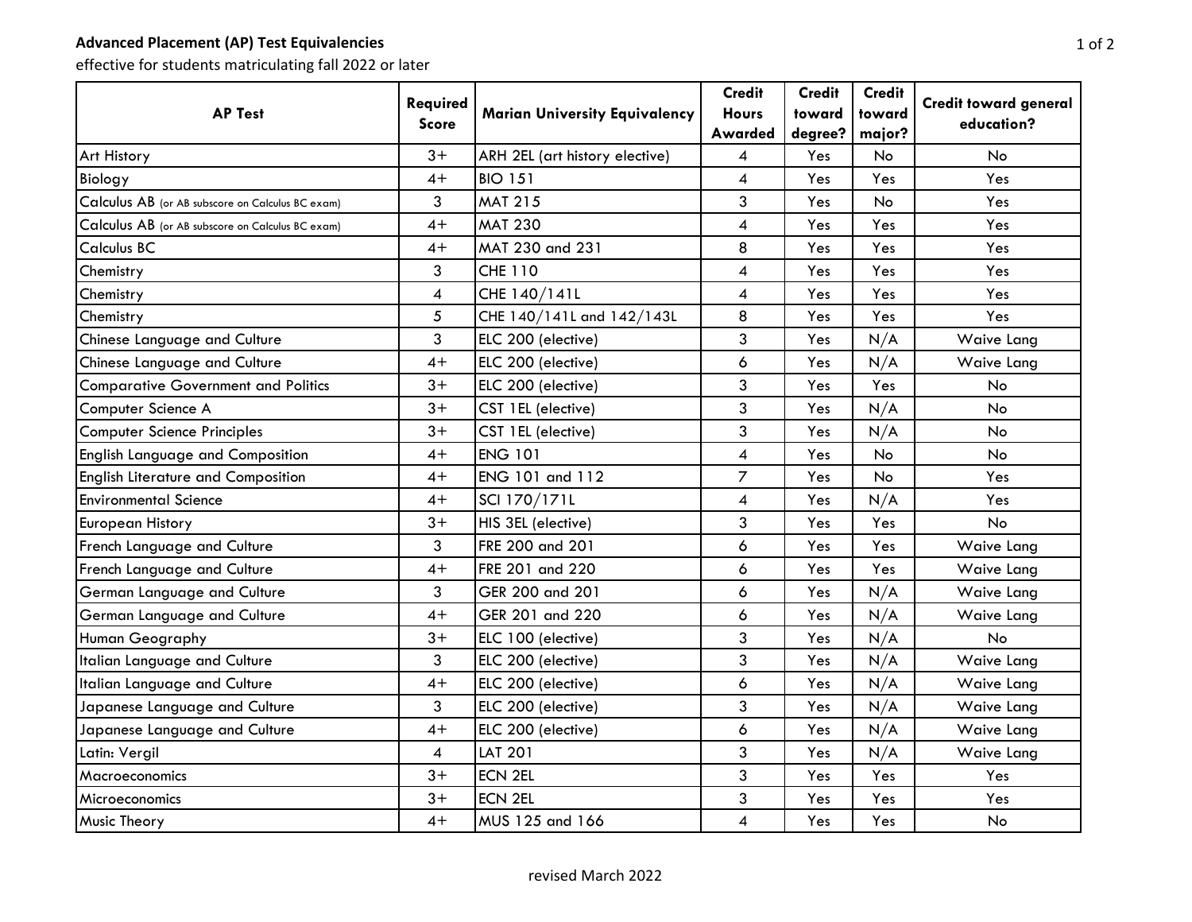**Advanced Placement (AP) Test Equivalencies**

effective for students matriculating fall 2022 or later

| AP Test | Required Score | Marian University Equivalency | Credit Hours Awarded | Credit toward degree? | Credit toward major? | Credit toward general education? |
|---|---|---|---|---|---|---|
| Art History | 3+ | ARH 2EL (art history elective) | 4 | Yes | No | No |
| Biology | 4+ | BIO 151 | 4 | Yes | Yes | Yes |
| Calculus AB (or AB subscore on Calculus BC exam) | 3 | MAT 215 | 3 | Yes | No | Yes |
| Calculus AB (or AB subscore on Calculus BC exam) | 4+ | MAT 230 | 4 | Yes | Yes | Yes |
| Calculus BC | 4+ | MAT 230 and 231 | 8 | Yes | Yes | Yes |
| Chemistry | 3 | CHE 110 | 4 | Yes | Yes | Yes |
| Chemistry | 4 | CHE 140/141L | 4 | Yes | Yes | Yes |
| Chemistry | 5 | CHE 140/141L and 142/143L | 8 | Yes | Yes | Yes |
| Chinese Language and Culture | 3 | ELC 200 (elective) | 3 | Yes | N/A | Waive Lang |
| Chinese Language and Culture | 4+ | ELC 200 (elective) | 6 | Yes | N/A | Waive Lang |
| Comparative Government and Politics | 3+ | ELC 200 (elective) | 3 | Yes | Yes | No |
| Computer Science A | 3+ | CST 1EL (elective) | 3 | Yes | N/A | No |
| Computer Science Principles | 3+ | CST 1EL (elective) | 3 | Yes | N/A | No |
| English Language and Composition | 4+ | ENG 101 | 4 | Yes | No | No |
| English Literature and Composition | 4+ | ENG 101 and 112 | 7 | Yes | No | Yes |
| Environmental Science | 4+ | SCI 170/171L | 4 | Yes | N/A | Yes |
| European History | 3+ | HIS 3EL (elective) | 3 | Yes | Yes | No |
| French Language and Culture | 3 | FRE 200 and 201 | 6 | Yes | Yes | Waive Lang |
| French Language and Culture | 4+ | FRE 201 and 220 | 6 | Yes | Yes | Waive Lang |
| German Language and Culture | 3 | GER 200 and 201 | 6 | Yes | N/A | Waive Lang |
| German Language and Culture | 4+ | GER 201 and 220 | 6 | Yes | N/A | Waive Lang |
| Human Geography | 3+ | ELC 100 (elective) | 3 | Yes | N/A | No |
| Italian Language and Culture | 3 | ELC 200 (elective) | 3 | Yes | N/A | Waive Lang |
| Italian Language and Culture | 4+ | ELC 200 (elective) | 6 | Yes | N/A | Waive Lang |
| Japanese Language and Culture | 3 | ELC 200 (elective) | 3 | Yes | N/A | Waive Lang |
| Japanese Language and Culture | 4+ | ELC 200 (elective) | 6 | Yes | N/A | Waive Lang |
| Latin: Vergil | 4 | LAT 201 | 3 | Yes | N/A | Waive Lang |
| Macroeconomics | 3+ | ECN 2EL | 3 | Yes | Yes | Yes |
| Microeconomics | 3+ | ECN 2EL | 3 | Yes | Yes | Yes |
| Music Theory | 4+ | MUS 125 and 166 | 4 | Yes | Yes | No |

revised March 2022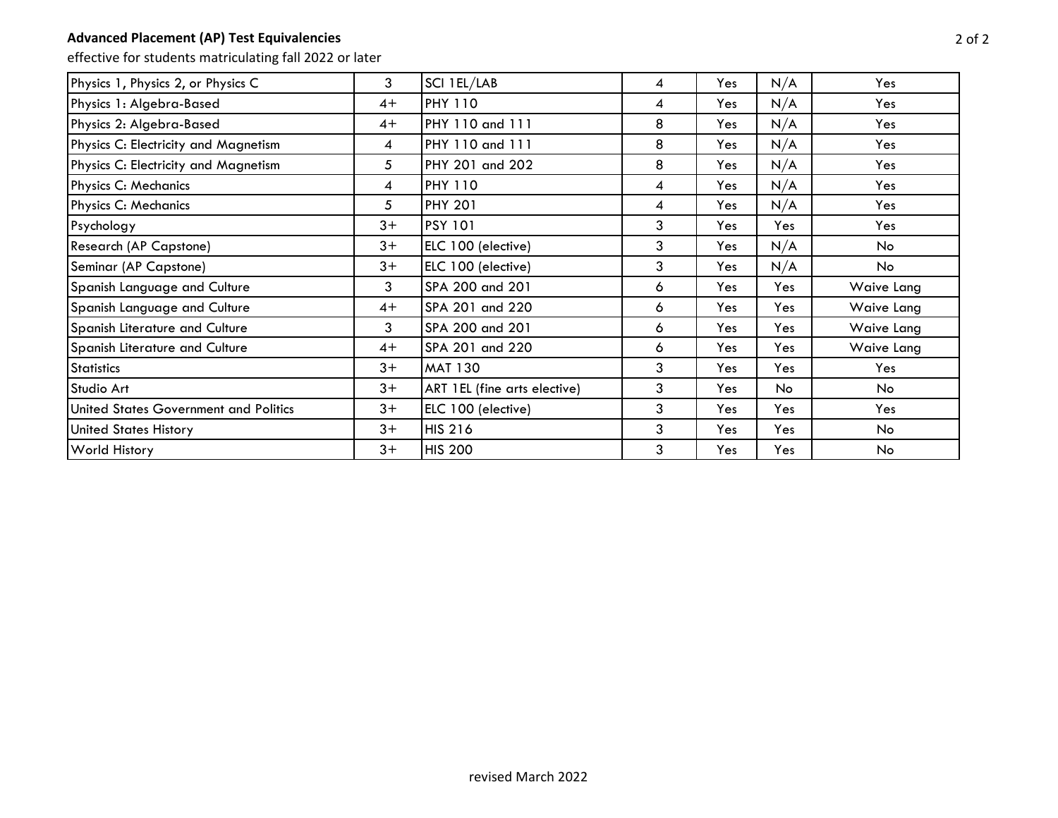**Advanced Placement (AP) Test Equivalencies**

effective for students matriculating fall 2022 or later

| | | | | | | |
|---|---|---|---|---|---|---|
| Physics 1, Physics 2, or Physics C | 3 | SCI 1EL/LAB | 4 | Yes | N/A | Yes |
| Physics 1: Algebra-Based | 4+ | PHY 110 | 4 | Yes | N/A | Yes |
| Physics 2: Algebra-Based | 4+ | PHY 110 and 111 | 8 | Yes | N/A | Yes |
| Physics C: Electricity and Magnetism | 4 | PHY 110 and 111 | 8 | Yes | N/A | Yes |
| Physics C: Electricity and Magnetism | 5 | PHY 201 and 202 | 8 | Yes | N/A | Yes |
| Physics C: Mechanics | 4 | PHY 110 | 4 | Yes | N/A | Yes |
| Physics C: Mechanics | 5 | PHY 201 | 4 | Yes | N/A | Yes |
| Psychology | 3+ | PSY 101 | 3 | Yes | Yes | Yes |
| Research (AP Capstone) | 3+ | ELC 100 (elective) | 3 | Yes | N/A | No |
| Seminar (AP Capstone) | 3+ | ELC 100 (elective) | 3 | Yes | N/A | No |
| Spanish Language and Culture | 3 | SPA 200 and 201 | 6 | Yes | Yes | Waive Lang |
| Spanish Language and Culture | 4+ | SPA 201 and 220 | 6 | Yes | Yes | Waive Lang |
| Spanish Literature and Culture | 3 | SPA 200 and 201 | 6 | Yes | Yes | Waive Lang |
| Spanish Literature and Culture | 4+ | SPA 201 and 220 | 6 | Yes | Yes | Waive Lang |
| Statistics | 3+ | MAT 130 | 3 | Yes | Yes | Yes |
| Studio Art | 3+ | ART 1EL (fine arts elective) | 3 | Yes | No | No |
| United States Government and Politics | 3+ | ELC 100 (elective) | 3 | Yes | Yes | Yes |
| United States History | 3+ | HIS 216 | 3 | Yes | Yes | No |
| World History | 3+ | HIS 200 | 3 | Yes | Yes | No |

revised March 2022